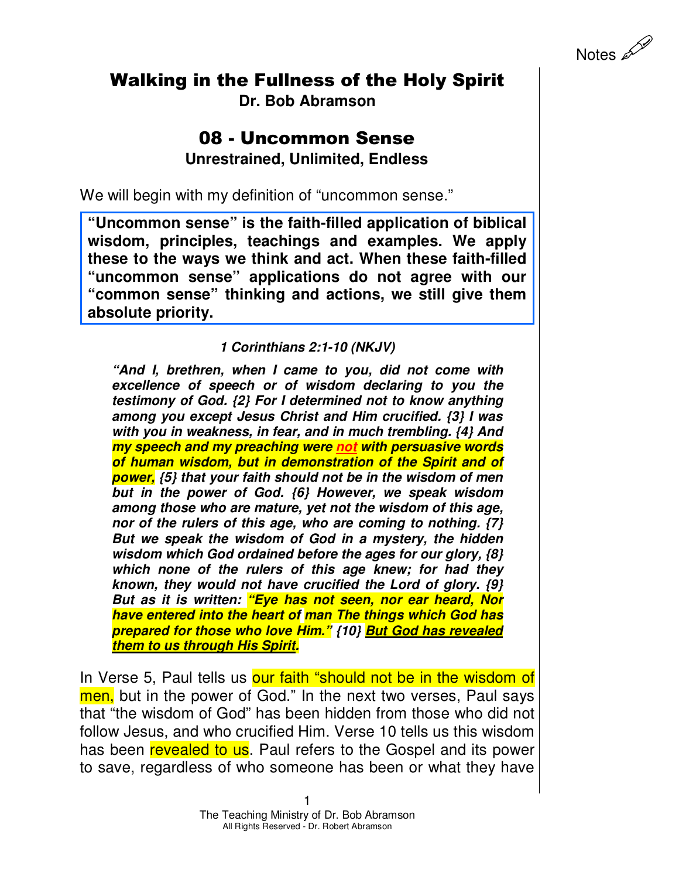Notes

# Walking in the Fullness of the Holy Spirit

**Dr. Bob Abramson**

## 08 - Uncommon Sense

**Unrestrained, Unlimited, Endless**

We will begin with my definition of "uncommon sense."

> **"Uncommon sense" is the faith-filled application of biblical wisdom, principles, teachings and examples. We apply these to the ways we think and act. When these faith-filled "uncommon sense" applications do not agree with our "common sense" thinking and actions, we still give them absolute priority.**

***1 Corinthians 2:1-10 (NKJV)***

***"And I, brethren, when I came to you, did not come with excellence of speech or of wisdom declaring to you the testimony of God. {2} For I determined not to know anything among you except Jesus Christ and Him crucified. {3} I was with you in weakness, in fear, and in much trembling. {4} And my speech and my preaching were not with persuasive words of human wisdom, but in demonstration of the Spirit and of power, {5} that your faith should not be in the wisdom of men but in the power of God. {6} However, we speak wisdom among those who are mature, yet not the wisdom of this age, nor of the rulers of this age, who are coming to nothing. {7} But we speak the wisdom of God in a mystery, the hidden wisdom which God ordained before the ages for our glory, {8} which none of the rulers of this age knew; for had they known, they would not have crucified the Lord of glory. {9} But as it is written: "Eye has not seen, nor ear heard, Nor have entered into the heart of man The things which God has prepared for those who love Him." {10} But God has revealed them to us through His Spirit.***

In Verse 5, Paul tells us our faith "should not be in the wisdom of men, but in the power of God." In the next two verses, Paul says that "the wisdom of God" has been hidden from those who did not follow Jesus, and who crucified Him. Verse 10 tells us this wisdom has been revealed to us. Paul refers to the Gospel and its power to save, regardless of who someone has been or what they have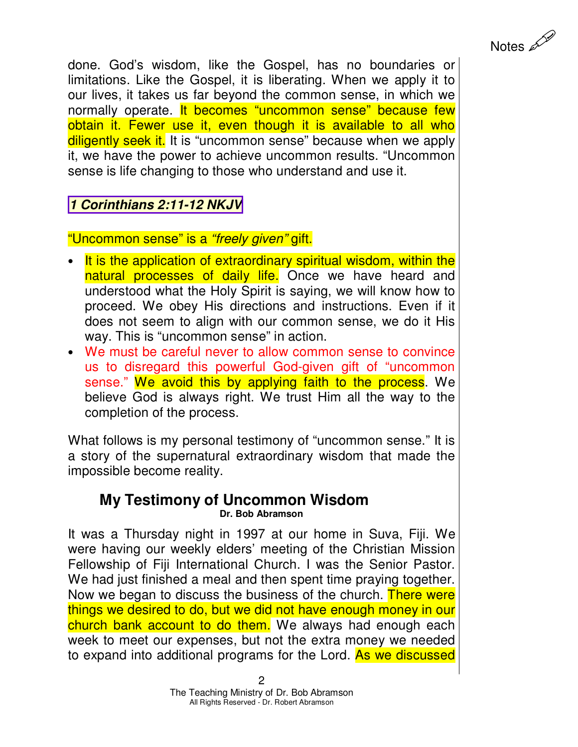done. God's wisdom, like the Gospel, has no boundaries or limitations. Like the Gospel, it is liberating. When we apply it to our lives, it takes us far beyond the common sense, in which we normally operate. It becomes "uncommon sense" because few obtain it. Fewer use it, even though it is available to all who diligently seek it. It is "uncommon sense" because when we apply it, we have the power to achieve uncommon results. "Uncommon sense is life changing to those who understand and use it.

***1 Corinthians 2:11-12 NKJV***

"Uncommon sense" is a *"freely given"* gift.

- It is the application of extraordinary spiritual wisdom, within the natural processes of daily life. Once we have heard and understood what the Holy Spirit is saying, we will know how to proceed. We obey His directions and instructions. Even if it does not seem to align with our common sense, we do it His way. This is "uncommon sense" in action.
- We must be careful never to allow common sense to convince us to disregard this powerful God-given gift of "uncommon sense." We avoid this by applying faith to the process. We believe God is always right. We trust Him all the way to the completion of the process.

What follows is my personal testimony of "uncommon sense." It is a story of the supernatural extraordinary wisdom that made the impossible become reality.

## My Testimony of Uncommon Wisdom

**Dr. Bob Abramson**

It was a Thursday night in 1997 at our home in Suva, Fiji. We were having our weekly elders' meeting of the Christian Mission Fellowship of Fiji International Church. I was the Senior Pastor. We had just finished a meal and then spent time praying together. Now we began to discuss the business of the church. There were things we desired to do, but we did not have enough money in our church bank account to do them. We always had enough each week to meet our expenses, but not the extra money we needed to expand into additional programs for the Lord. As we discussed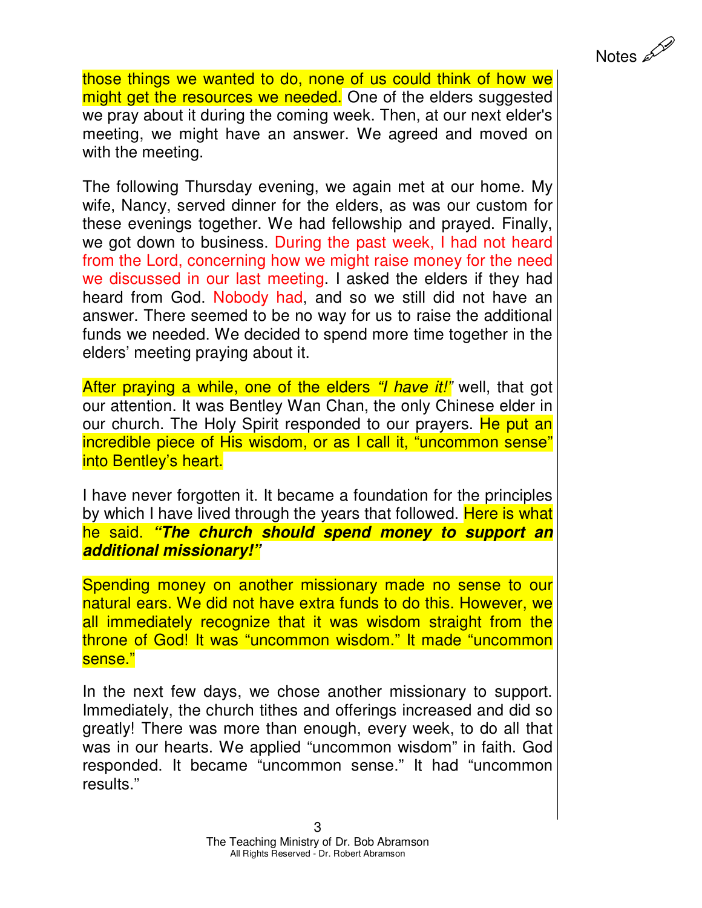those things we wanted to do, none of us could think of how we might get the resources we needed. One of the elders suggested we pray about it during the coming week. Then, at our next elder's meeting, we might have an answer. We agreed and moved on with the meeting.

The following Thursday evening, we again met at our home. My wife, Nancy, served dinner for the elders, as was our custom for these evenings together. We had fellowship and prayed. Finally, we got down to business. During the past week, I had not heard from the Lord, concerning how we might raise money for the need we discussed in our last meeting. I asked the elders if they had heard from God. Nobody had, and so we still did not have an answer. There seemed to be no way for us to raise the additional funds we needed. We decided to spend more time together in the elders' meeting praying about it.

After praying a while, one of the elders *"I have it!"* well, that got our attention. It was Bentley Wan Chan, the only Chinese elder in our church. The Holy Spirit responded to our prayers. He put an incredible piece of His wisdom, or as I call it, "uncommon sense" into Bentley's heart.

I have never forgotten it. It became a foundation for the principles by which I have lived through the years that followed. Here is what he said. ***"The church should spend money to support an additional missionary!"***

Spending money on another missionary made no sense to our natural ears. We did not have extra funds to do this. However, we all immediately recognize that it was wisdom straight from the throne of God! It was "uncommon wisdom." It made "uncommon sense."

In the next few days, we chose another missionary to support. Immediately, the church tithes and offerings increased and did so greatly! There was more than enough, every week, to do all that was in our hearts. We applied "uncommon wisdom" in faith. God responded. It became "uncommon sense." It had "uncommon results."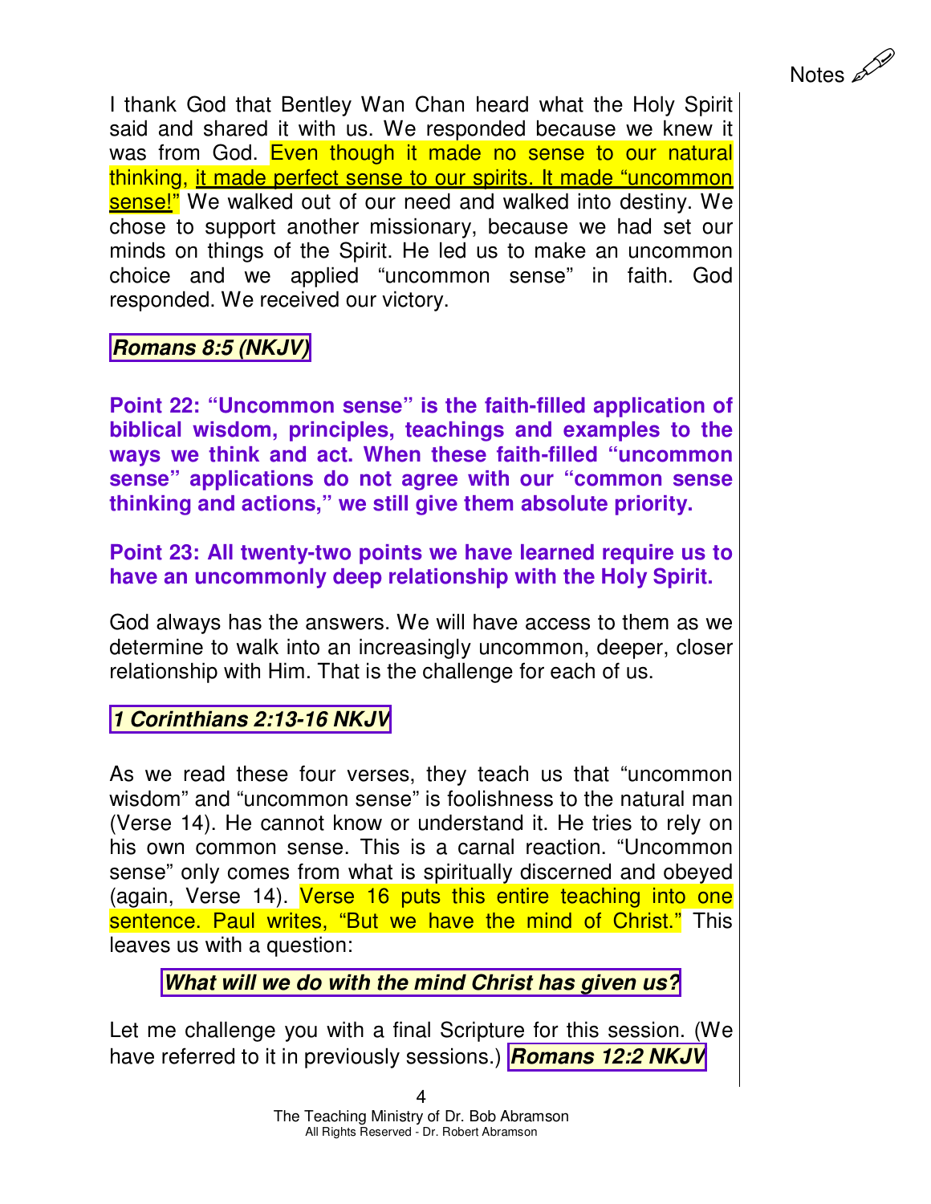I thank God that Bentley Wan Chan heard what the Holy Spirit said and shared it with us. We responded because we knew it was from God. Even though it made no sense to our natural thinking, it made perfect sense to our spirits. It made "uncommon sense!" We walked out of our need and walked into destiny. We chose to support another missionary, because we had set our minds on things of the Spirit. He led us to make an uncommon choice and we applied "uncommon sense" in faith. God responded. We received our victory.

***Romans 8:5 (NKJV)***

**Point 22: "Uncommon sense" is the faith-filled application of biblical wisdom, principles, teachings and examples to the ways we think and act. When these faith-filled "uncommon sense" applications do not agree with our "common sense thinking and actions," we still give them absolute priority.**

**Point 23: All twenty-two points we have learned require us to have an uncommonly deep relationship with the Holy Spirit.**

God always has the answers. We will have access to them as we determine to walk into an increasingly uncommon, deeper, closer relationship with Him. That is the challenge for each of us.

***1 Corinthians 2:13-16 NKJV***

As we read these four verses, they teach us that "uncommon wisdom" and "uncommon sense" is foolishness to the natural man (Verse 14). He cannot know or understand it. He tries to rely on his own common sense. This is a carnal reaction. "Uncommon sense" only comes from what is spiritually discerned and obeyed (again, Verse 14). Verse 16 puts this entire teaching into one sentence. Paul writes, "But we have the mind of Christ." This leaves us with a question:

***What will we do with the mind Christ has given us?***

Let me challenge you with a final Scripture for this session. (We have referred to it in previously sessions.) ***Romans 12:2 NKJV***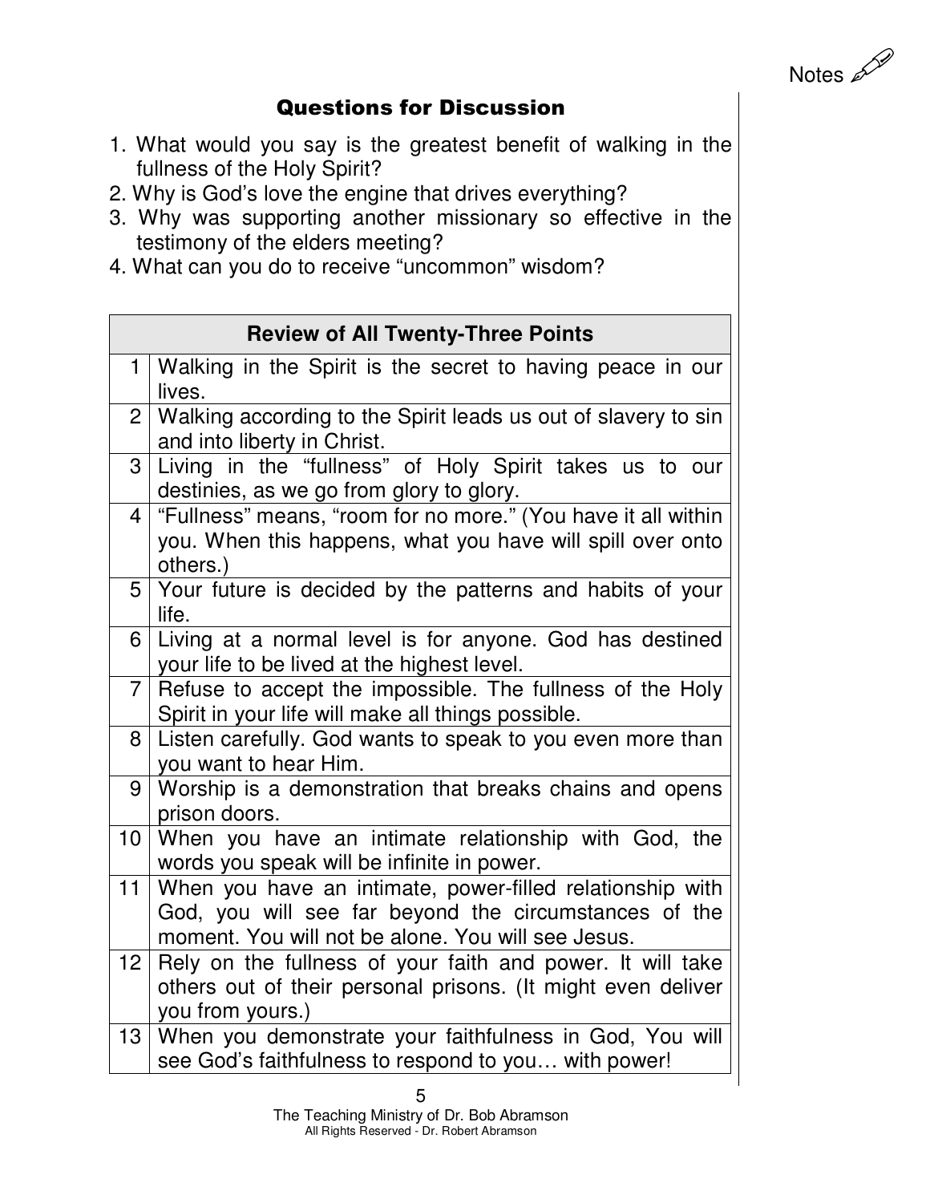Notes

## Questions for Discussion

1. What would you say is the greatest benefit of walking in the fullness of the Holy Spirit?
2. Why is God's love the engine that drives everything?
3. Why was supporting another missionary so effective in the testimony of the elders meeting?
4. What can you do to receive "uncommon" wisdom?

| Review of All Twenty-Three Points | |
|---|---|
| 1 | Walking in the Spirit is the secret to having peace in our lives. |
| 2 | Walking according to the Spirit leads us out of slavery to sin and into liberty in Christ. |
| 3 | Living in the "fullness" of Holy Spirit takes us to our destinies, as we go from glory to glory. |
| 4 | "Fullness" means, "room for no more." (You have it all within you. When this happens, what you have will spill over onto others.) |
| 5 | Your future is decided by the patterns and habits of your life. |
| 6 | Living at a normal level is for anyone. God has destined your life to be lived at the highest level. |
| 7 | Refuse to accept the impossible. The fullness of the Holy Spirit in your life will make all things possible. |
| 8 | Listen carefully. God wants to speak to you even more than you want to hear Him. |
| 9 | Worship is a demonstration that breaks chains and opens prison doors. |
| 10 | When you have an intimate relationship with God, the words you speak will be infinite in power. |
| 11 | When you have an intimate, power-filled relationship with God, you will see far beyond the circumstances of the moment. You will not be alone. You will see Jesus. |
| 12 | Rely on the fullness of your faith and power. It will take others out of their personal prisons. (It might even deliver you from yours.) |
| 13 | When you demonstrate your faithfulness in God, You will see God's faithfulness to respond to you… with power! |

The Teaching Ministry of Dr. Bob Abramson
All Rights Reserved - Dr. Robert Abramson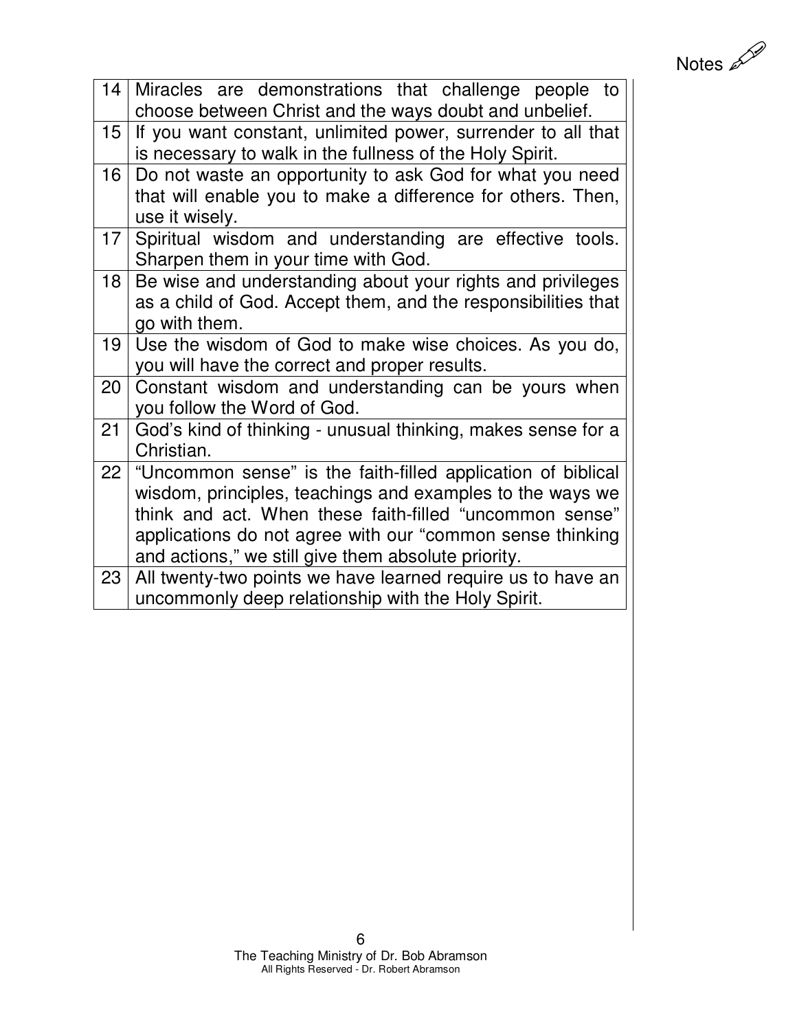Notes

| | |
|---|---|
| 14 | Miracles are demonstrations that challenge people to choose between Christ and the ways doubt and unbelief. |
| 15 | If you want constant, unlimited power, surrender to all that is necessary to walk in the fullness of the Holy Spirit. |
| 16 | Do not waste an opportunity to ask God for what you need that will enable you to make a difference for others. Then, use it wisely. |
| 17 | Spiritual wisdom and understanding are effective tools. Sharpen them in your time with God. |
| 18 | Be wise and understanding about your rights and privileges as a child of God. Accept them, and the responsibilities that go with them. |
| 19 | Use the wisdom of God to make wise choices. As you do, you will have the correct and proper results. |
| 20 | Constant wisdom and understanding can be yours when you follow the Word of God. |
| 21 | God's kind of thinking - unusual thinking, makes sense for a Christian. |
| 22 | "Uncommon sense" is the faith-filled application of biblical wisdom, principles, teachings and examples to the ways we think and act. When these faith-filled "uncommon sense" applications do not agree with our "common sense thinking and actions," we still give them absolute priority. |
| 23 | All twenty-two points we have learned require us to have an uncommonly deep relationship with the Holy Spirit. |

The Teaching Ministry of Dr. Bob Abramson
All Rights Reserved - Dr. Robert Abramson